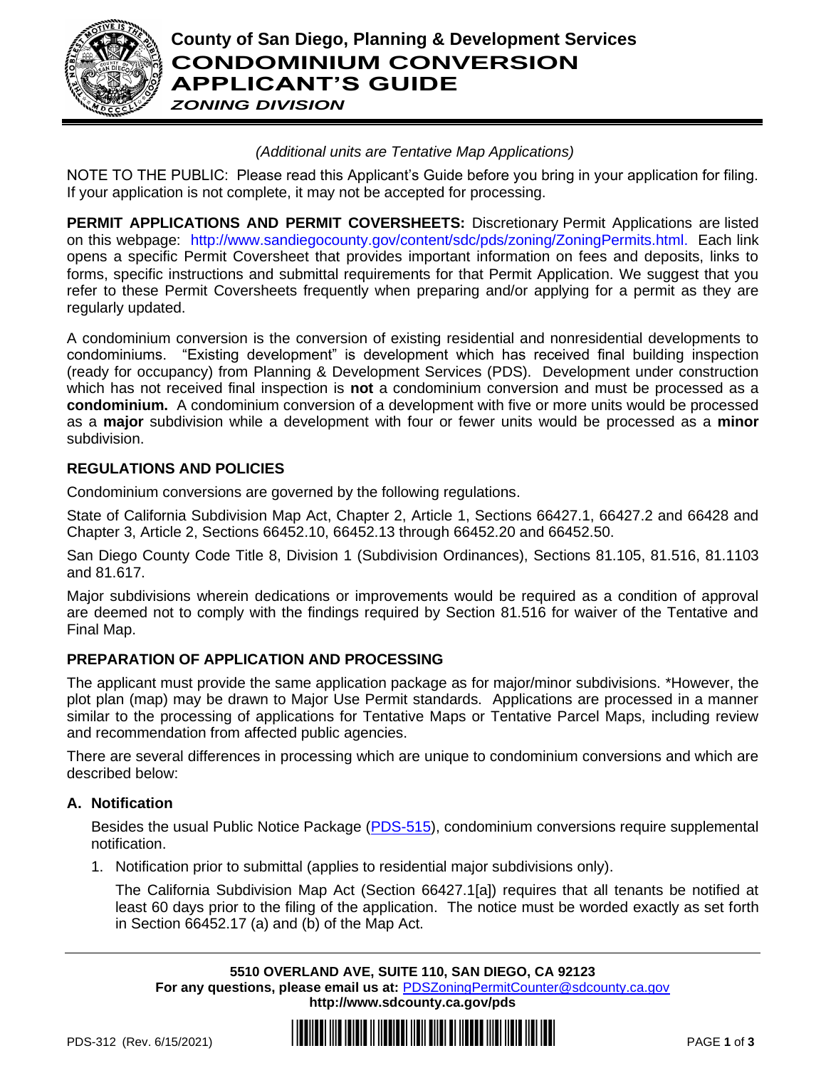# County of San Diego, Planning & Development Services

# CONDOMINIUM CONVERSION APPLICANT'S GUIDE

***ZONING DIVISION***

*(Additional units are Tentative Map Applications)*

NOTE TO THE PUBLIC: Please read this Applicant's Guide before you bring in your application for filing. If your application is not complete, it may not be accepted for processing.

**PERMIT APPLICATIONS AND PERMIT COVERSHEETS:** Discretionary Permit Applications are listed on this webpage: http://www.sandiegocounty.gov/content/sdc/pds/zoning/ZoningPermits.html. Each link opens a specific Permit Coversheet that provides important information on fees and deposits, links to forms, specific instructions and submittal requirements for that Permit Application. We suggest that you refer to these Permit Coversheets frequently when preparing and/or applying for a permit as they are regularly updated.

A condominium conversion is the conversion of existing residential and nonresidential developments to condominiums. "Existing development" is development which has received final building inspection (ready for occupancy) from Planning & Development Services (PDS). Development under construction which has not received final inspection is **not** a condominium conversion and must be processed as a **condominium.** A condominium conversion of a development with five or more units would be processed as a **major** subdivision while a development with four or fewer units would be processed as a **minor** subdivision.

## REGULATIONS AND POLICIES

Condominium conversions are governed by the following regulations.

State of California Subdivision Map Act, Chapter 2, Article 1, Sections 66427.1, 66427.2 and 66428 and Chapter 3, Article 2, Sections 66452.10, 66452.13 through 66452.20 and 66452.50.

San Diego County Code Title 8, Division 1 (Subdivision Ordinances), Sections 81.105, 81.516, 81.1103 and 81.617.

Major subdivisions wherein dedications or improvements would be required as a condition of approval are deemed not to comply with the findings required by Section 81.516 for waiver of the Tentative and Final Map.

## PREPARATION OF APPLICATION AND PROCESSING

The applicant must provide the same application package as for major/minor subdivisions. *However, the plot plan (map) may be drawn to Major Use Permit standards. Applications are processed in a manner similar to the processing of applications for Tentative Maps or Tentative Parcel Maps, including review and recommendation from affected public agencies.

There are several differences in processing which are unique to condominium conversions and which are described below:

### A. Notification

Besides the usual Public Notice Package (PDS-515), condominium conversions require supplemental notification.

1. Notification prior to submittal (applies to residential major subdivisions only).

   The California Subdivision Map Act (Section 66427.1[a]) requires that all tenants be notified at least 60 days prior to the filing of the application. The notice must be worded exactly as set forth in Section 66452.17 (a) and (b) of the Map Act.

5510 OVERLAND AVE, SUITE 110, SAN DIEGO, CA 92123
For any questions, please email us at: PDSZoningPermitCounter@sdcounty.ca.gov
http://www.sdcounty.ca.gov/pds

PDS-312 (Rev. 6/15/2021)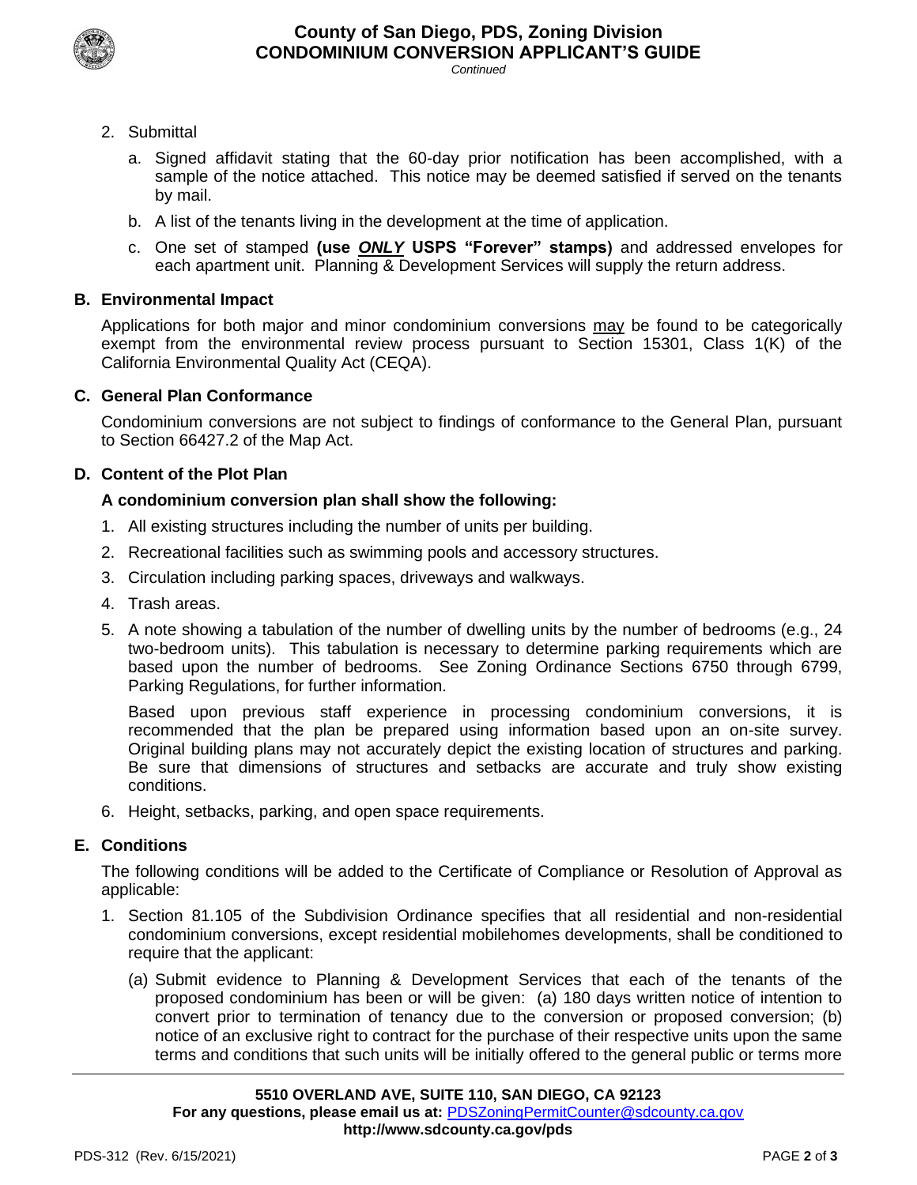2. Submittal

   a. Signed affidavit stating that the 60-day prior notification has been accomplished, with a sample of the notice attached. This notice may be deemed satisfied if served on the tenants by mail.

   b. A list of the tenants living in the development at the time of application.

   c. One set of stamped **(use *ONLY* USPS "Forever" stamps)** and addressed envelopes for each apartment unit. Planning & Development Services will supply the return address.

### B. Environmental Impact

Applications for both major and minor condominium conversions may be found to be categorically exempt from the environmental review process pursuant to Section 15301, Class 1(K) of the California Environmental Quality Act (CEQA).

### C. General Plan Conformance

Condominium conversions are not subject to findings of conformance to the General Plan, pursuant to Section 66427.2 of the Map Act.

### D. Content of the Plot Plan

**A condominium conversion plan shall show the following:**

1. All existing structures including the number of units per building.
2. Recreational facilities such as swimming pools and accessory structures.
3. Circulation including parking spaces, driveways and walkways.
4. Trash areas.
5. A note showing a tabulation of the number of dwelling units by the number of bedrooms (e.g., 24 two-bedroom units). This tabulation is necessary to determine parking requirements which are based upon the number of bedrooms. See Zoning Ordinance Sections 6750 through 6799, Parking Regulations, for further information.

   Based upon previous staff experience in processing condominium conversions, it is recommended that the plan be prepared using information based upon an on-site survey. Original building plans may not accurately depict the existing location of structures and parking. Be sure that dimensions of structures and setbacks are accurate and truly show existing conditions.

6. Height, setbacks, parking, and open space requirements.

### E. Conditions

The following conditions will be added to the Certificate of Compliance or Resolution of Approval as applicable:

1. Section 81.105 of the Subdivision Ordinance specifies that all residential and non-residential condominium conversions, except residential mobilehomes developments, shall be conditioned to require that the applicant:

   (a) Submit evidence to Planning & Development Services that each of the tenants of the proposed condominium has been or will be given: (a) 180 days written notice of intention to convert prior to termination of tenancy due to the conversion or proposed conversion; (b) notice of an exclusive right to contract for the purchase of their respective units upon the same terms and conditions that such units will be initially offered to the general public or terms more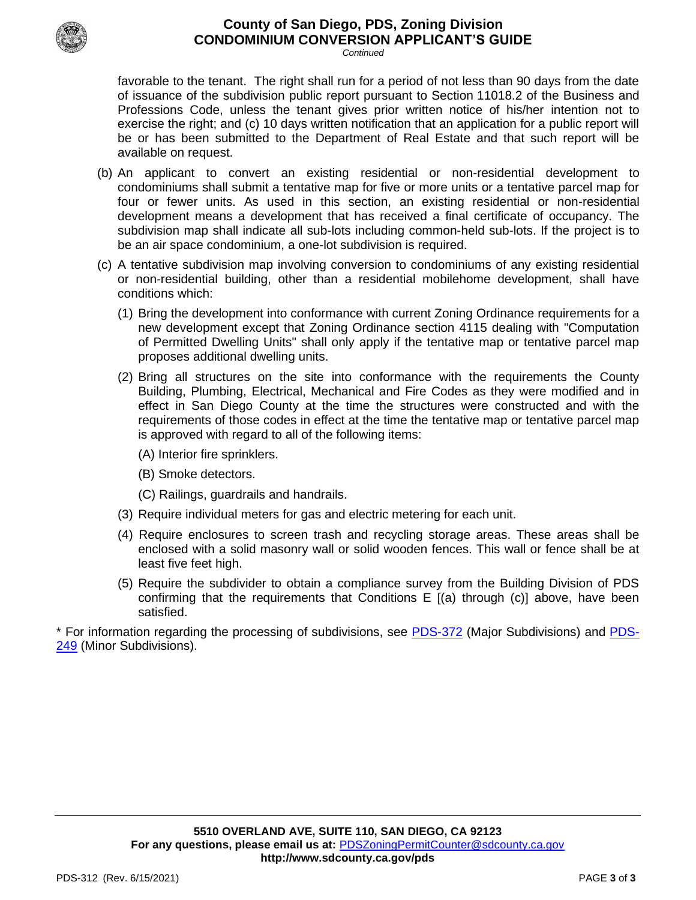favorable to the tenant. The right shall run for a period of not less than 90 days from the date of issuance of the subdivision public report pursuant to Section 11018.2 of the Business and Professions Code, unless the tenant gives prior written notice of his/her intention not to exercise the right; and (c) 10 days written notification that an application for a public report will be or has been submitted to the Department of Real Estate and that such report will be available on request.

(b) An applicant to convert an existing residential or non-residential development to condominiums shall submit a tentative map for five or more units or a tentative parcel map for four or fewer units. As used in this section, an existing residential or non-residential development means a development that has received a final certificate of occupancy. The subdivision map shall indicate all sub-lots including common-held sub-lots. If the project is to be an air space condominium, a one-lot subdivision is required.

(c) A tentative subdivision map involving conversion to condominiums of any existing residential or non-residential building, other than a residential mobilehome development, shall have conditions which:

(1) Bring the development into conformance with current Zoning Ordinance requirements for a new development except that Zoning Ordinance section 4115 dealing with "Computation of Permitted Dwelling Units" shall only apply if the tentative map or tentative parcel map proposes additional dwelling units.

(2) Bring all structures on the site into conformance with the requirements the County Building, Plumbing, Electrical, Mechanical and Fire Codes as they were modified and in effect in San Diego County at the time the structures were constructed and with the requirements of those codes in effect at the time the tentative map or tentative parcel map is approved with regard to all of the following items:

(A) Interior fire sprinklers.

(B) Smoke detectors.

(C) Railings, guardrails and handrails.

(3) Require individual meters for gas and electric metering for each unit.

(4) Require enclosures to screen trash and recycling storage areas. These areas shall be enclosed with a solid masonry wall or solid wooden fences. This wall or fence shall be at least five feet high.

(5) Require the subdivider to obtain a compliance survey from the Building Division of PDS confirming that the requirements that Conditions E [(a) through (c)] above, have been satisfied.

* For information regarding the processing of subdivisions, see PDS-372 (Major Subdivisions) and PDS-249 (Minor Subdivisions).

**5510 OVERLAND AVE, SUITE 110, SAN DIEGO, CA 92123**
**For any questions, please email us at:** PDSZoningPermitCounter@sdcounty.ca.gov
**http://www.sdcounty.ca.gov/pds**